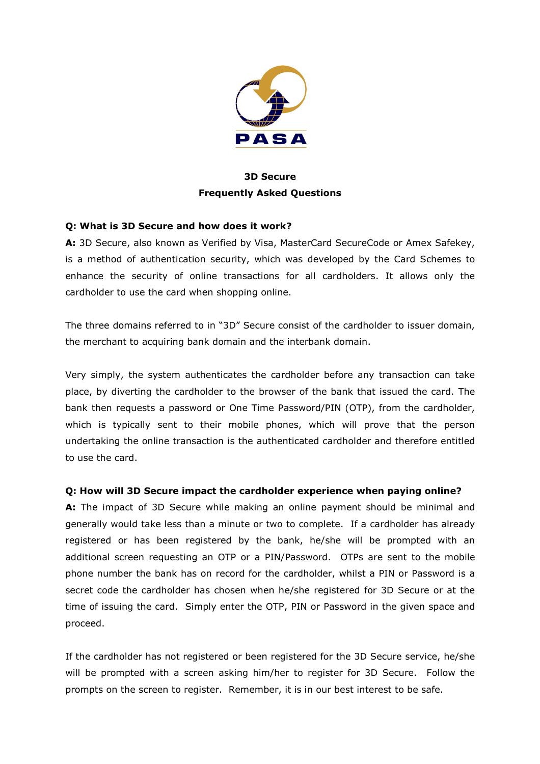PASA

**3D Secure**
**Frequently Asked Questions**

**Q: What is 3D Secure and how does it work?**

**A:** 3D Secure, also known as Verified by Visa, MasterCard SecureCode or Amex Safekey, is a method of authentication security, which was developed by the Card Schemes to enhance the security of online transactions for all cardholders. It allows only the cardholder to use the card when shopping online.

The three domains referred to in "3D" Secure consist of the cardholder to issuer domain, the merchant to acquiring bank domain and the interbank domain.

Very simply, the system authenticates the cardholder before any transaction can take place, by diverting the cardholder to the browser of the bank that issued the card. The bank then requests a password or One Time Password/PIN (OTP), from the cardholder, which is typically sent to their mobile phones, which will prove that the person undertaking the online transaction is the authenticated cardholder and therefore entitled to use the card.

**Q: How will 3D Secure impact the cardholder experience when paying online?**

**A:** The impact of 3D Secure while making an online payment should be minimal and generally would take less than a minute or two to complete. If a cardholder has already registered or has been registered by the bank, he/she will be prompted with an additional screen requesting an OTP or a PIN/Password. OTPs are sent to the mobile phone number the bank has on record for the cardholder, whilst a PIN or Password is a secret code the cardholder has chosen when he/she registered for 3D Secure or at the time of issuing the card. Simply enter the OTP, PIN or Password in the given space and proceed.

If the cardholder has not registered or been registered for the 3D Secure service, he/she will be prompted with a screen asking him/her to register for 3D Secure. Follow the prompts on the screen to register. Remember, it is in our best interest to be safe.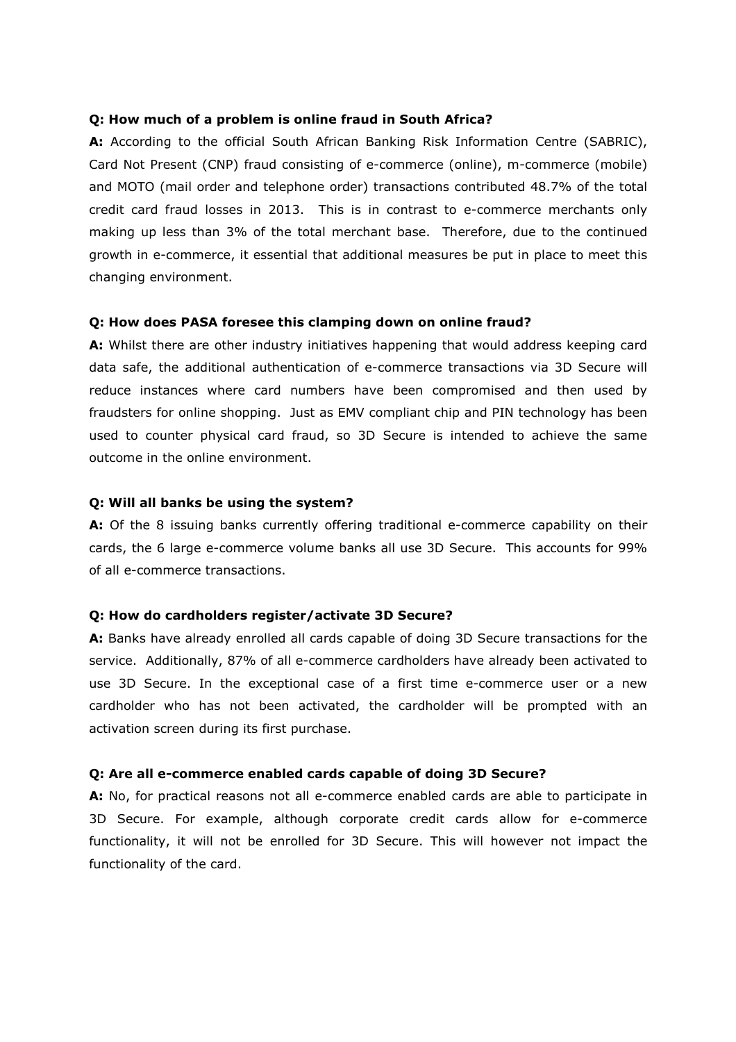**Q: How much of a problem is online fraud in South Africa?**

**A:** According to the official South African Banking Risk Information Centre (SABRIC), Card Not Present (CNP) fraud consisting of e-commerce (online), m-commerce (mobile) and MOTO (mail order and telephone order) transactions contributed 48.7% of the total credit card fraud losses in 2013. This is in contrast to e-commerce merchants only making up less than 3% of the total merchant base. Therefore, due to the continued growth in e-commerce, it essential that additional measures be put in place to meet this changing environment.

**Q: How does PASA foresee this clamping down on online fraud?**

**A:** Whilst there are other industry initiatives happening that would address keeping card data safe, the additional authentication of e-commerce transactions via 3D Secure will reduce instances where card numbers have been compromised and then used by fraudsters for online shopping. Just as EMV compliant chip and PIN technology has been used to counter physical card fraud, so 3D Secure is intended to achieve the same outcome in the online environment.

**Q: Will all banks be using the system?**

**A:** Of the 8 issuing banks currently offering traditional e-commerce capability on their cards, the 6 large e-commerce volume banks all use 3D Secure. This accounts for 99% of all e-commerce transactions.

**Q: How do cardholders register/activate 3D Secure?**

**A:** Banks have already enrolled all cards capable of doing 3D Secure transactions for the service. Additionally, 87% of all e-commerce cardholders have already been activated to use 3D Secure. In the exceptional case of a first time e-commerce user or a new cardholder who has not been activated, the cardholder will be prompted with an activation screen during its first purchase.

**Q: Are all e-commerce enabled cards capable of doing 3D Secure?**

**A:** No, for practical reasons not all e-commerce enabled cards are able to participate in 3D Secure. For example, although corporate credit cards allow for e-commerce functionality, it will not be enrolled for 3D Secure. This will however not impact the functionality of the card.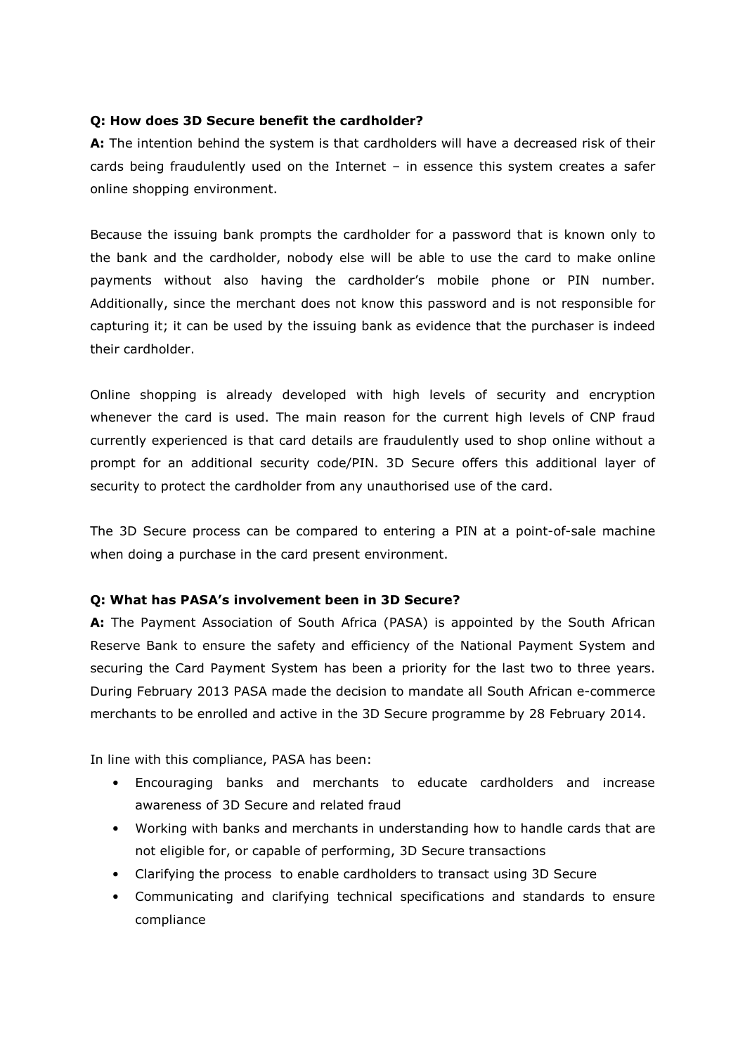**Q: How does 3D Secure benefit the cardholder?**

**A:** The intention behind the system is that cardholders will have a decreased risk of their cards being fraudulently used on the Internet – in essence this system creates a safer online shopping environment.

Because the issuing bank prompts the cardholder for a password that is known only to the bank and the cardholder, nobody else will be able to use the card to make online payments without also having the cardholder's mobile phone or PIN number. Additionally, since the merchant does not know this password and is not responsible for capturing it; it can be used by the issuing bank as evidence that the purchaser is indeed their cardholder.

Online shopping is already developed with high levels of security and encryption whenever the card is used. The main reason for the current high levels of CNP fraud currently experienced is that card details are fraudulently used to shop online without a prompt for an additional security code/PIN. 3D Secure offers this additional layer of security to protect the cardholder from any unauthorised use of the card.

The 3D Secure process can be compared to entering a PIN at a point-of-sale machine when doing a purchase in the card present environment.

**Q: What has PASA's involvement been in 3D Secure?**

**A:** The Payment Association of South Africa (PASA) is appointed by the South African Reserve Bank to ensure the safety and efficiency of the National Payment System and securing the Card Payment System has been a priority for the last two to three years. During February 2013 PASA made the decision to mandate all South African e-commerce merchants to be enrolled and active in the 3D Secure programme by 28 February 2014.

In line with this compliance, PASA has been:

- Encouraging banks and merchants to educate cardholders and increase awareness of 3D Secure and related fraud
- Working with banks and merchants in understanding how to handle cards that are not eligible for, or capable of performing, 3D Secure transactions
- Clarifying the process to enable cardholders to transact using 3D Secure
- Communicating and clarifying technical specifications and standards to ensure compliance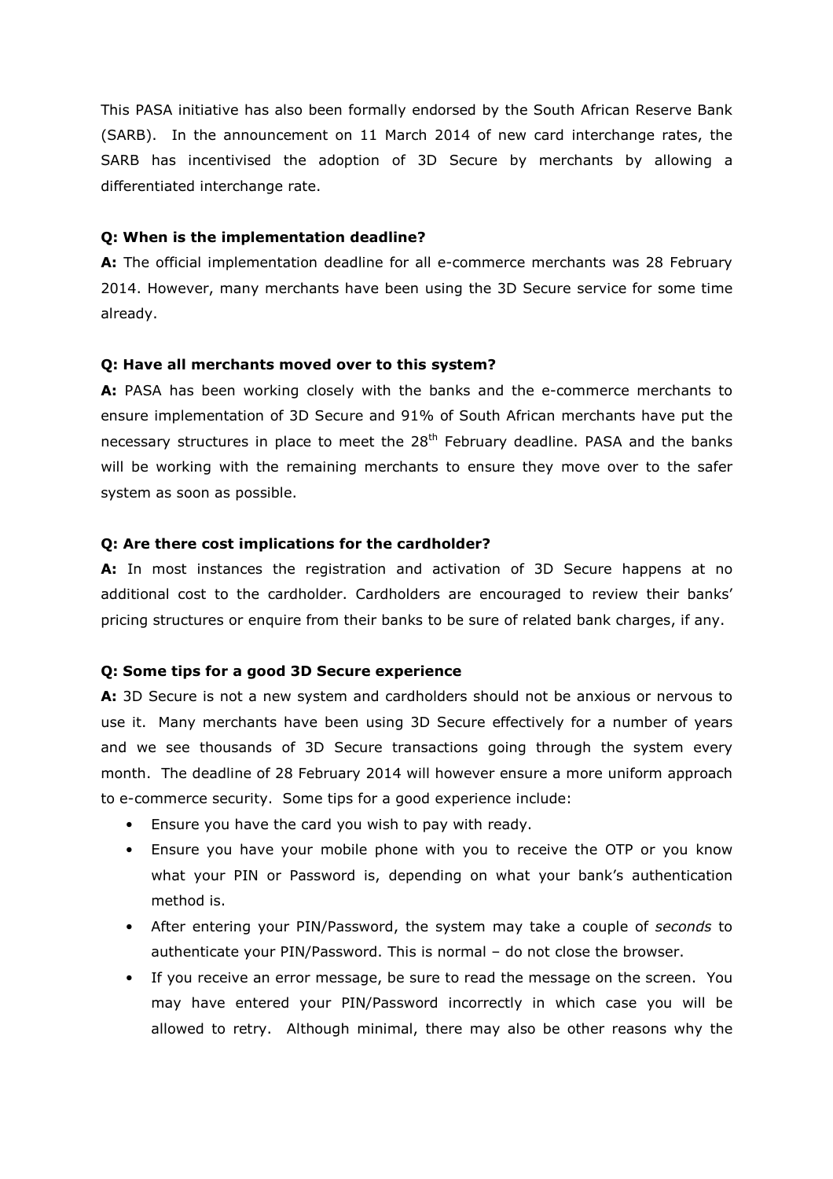This PASA initiative has also been formally endorsed by the South African Reserve Bank (SARB). In the announcement on 11 March 2014 of new card interchange rates, the SARB has incentivised the adoption of 3D Secure by merchants by allowing a differentiated interchange rate.

**Q: When is the implementation deadline?**

**A:** The official implementation deadline for all e-commerce merchants was 28 February 2014. However, many merchants have been using the 3D Secure service for some time already.

**Q: Have all merchants moved over to this system?**

**A:** PASA has been working closely with the banks and the e-commerce merchants to ensure implementation of 3D Secure and 91% of South African merchants have put the necessary structures in place to meet the 28th February deadline. PASA and the banks will be working with the remaining merchants to ensure they move over to the safer system as soon as possible.

**Q: Are there cost implications for the cardholder?**

**A:** In most instances the registration and activation of 3D Secure happens at no additional cost to the cardholder. Cardholders are encouraged to review their banks' pricing structures or enquire from their banks to be sure of related bank charges, if any.

**Q: Some tips for a good 3D Secure experience**

**A:** 3D Secure is not a new system and cardholders should not be anxious or nervous to use it. Many merchants have been using 3D Secure effectively for a number of years and we see thousands of 3D Secure transactions going through the system every month. The deadline of 28 February 2014 will however ensure a more uniform approach to e-commerce security. Some tips for a good experience include:

- Ensure you have the card you wish to pay with ready.
- Ensure you have your mobile phone with you to receive the OTP or you know what your PIN or Password is, depending on what your bank's authentication method is.
- After entering your PIN/Password, the system may take a couple of *seconds* to authenticate your PIN/Password. This is normal – do not close the browser.
- If you receive an error message, be sure to read the message on the screen. You may have entered your PIN/Password incorrectly in which case you will be allowed to retry. Although minimal, there may also be other reasons why the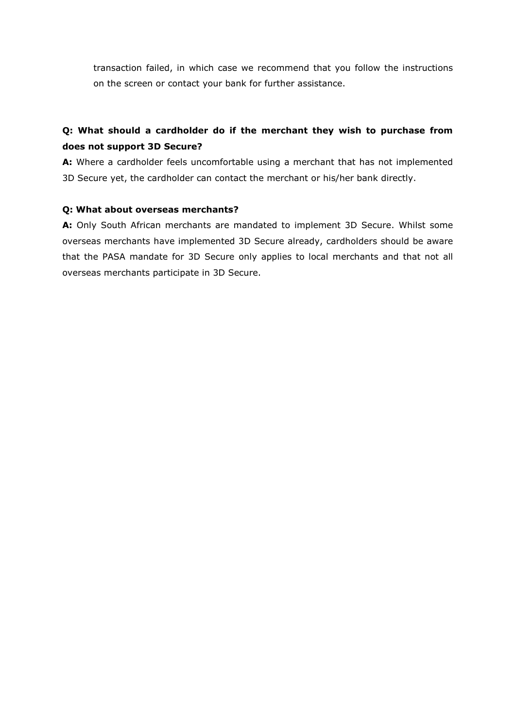transaction failed, in which case we recommend that you follow the instructions on the screen or contact your bank for further assistance.

**Q: What should a cardholder do if the merchant they wish to purchase from does not support 3D Secure?**

**A:** Where a cardholder feels uncomfortable using a merchant that has not implemented 3D Secure yet, the cardholder can contact the merchant or his/her bank directly.

**Q: What about overseas merchants?**

**A:** Only South African merchants are mandated to implement 3D Secure. Whilst some overseas merchants have implemented 3D Secure already, cardholders should be aware that the PASA mandate for 3D Secure only applies to local merchants and that not all overseas merchants participate in 3D Secure.